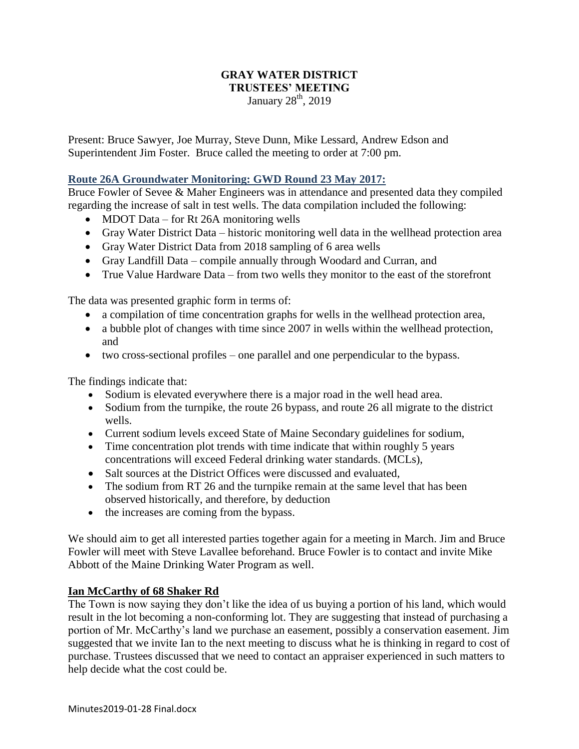# GRAY WATER DISTRICT
## TRUSTEES' MEETING
January 28th, 2019

Present: Bruce Sawyer, Joe Murray, Steve Dunn, Mike Lessard, Andrew Edson and Superintendent Jim Foster. Bruce called the meeting to order at 7:00 pm.

### Route 26A Groundwater Monitoring: GWD Round 23 May 2017:

Bruce Fowler of Sevee & Maher Engineers was in attendance and presented data they compiled regarding the increase of salt in test wells. The data compilation included the following:

- MDOT Data – for Rt 26A monitoring wells
- Gray Water District Data – historic monitoring well data in the wellhead protection area
- Gray Water District Data from 2018 sampling of 6 area wells
- Gray Landfill Data – compile annually through Woodard and Curran, and
- True Value Hardware Data – from two wells they monitor to the east of the storefront

The data was presented graphic form in terms of:

- a compilation of time concentration graphs for wells in the wellhead protection area,
- a bubble plot of changes with time since 2007 in wells within the wellhead protection, and
- two cross-sectional profiles – one parallel and one perpendicular to the bypass.

The findings indicate that:

- Sodium is elevated everywhere there is a major road in the well head area.
- Sodium from the turnpike, the route 26 bypass, and route 26 all migrate to the district wells.
- Current sodium levels exceed State of Maine Secondary guidelines for sodium,
- Time concentration plot trends with time indicate that within roughly 5 years concentrations will exceed Federal drinking water standards. (MCLs),
- Salt sources at the District Offices were discussed and evaluated,
- The sodium from RT 26 and the turnpike remain at the same level that has been observed historically, and therefore, by deduction
- the increases are coming from the bypass.

We should aim to get all interested parties together again for a meeting in March. Jim and Bruce Fowler will meet with Steve Lavallee beforehand. Bruce Fowler is to contact and invite Mike Abbott of the Maine Drinking Water Program as well.

### Ian McCarthy of 68 Shaker Rd

The Town is now saying they don't like the idea of us buying a portion of his land, which would result in the lot becoming a non-conforming lot. They are suggesting that instead of purchasing a portion of Mr. McCarthy's land we purchase an easement, possibly a conservation easement. Jim suggested that we invite Ian to the next meeting to discuss what he is thinking in regard to cost of purchase. Trustees discussed that we need to contact an appraiser experienced in such matters to help decide what the cost could be.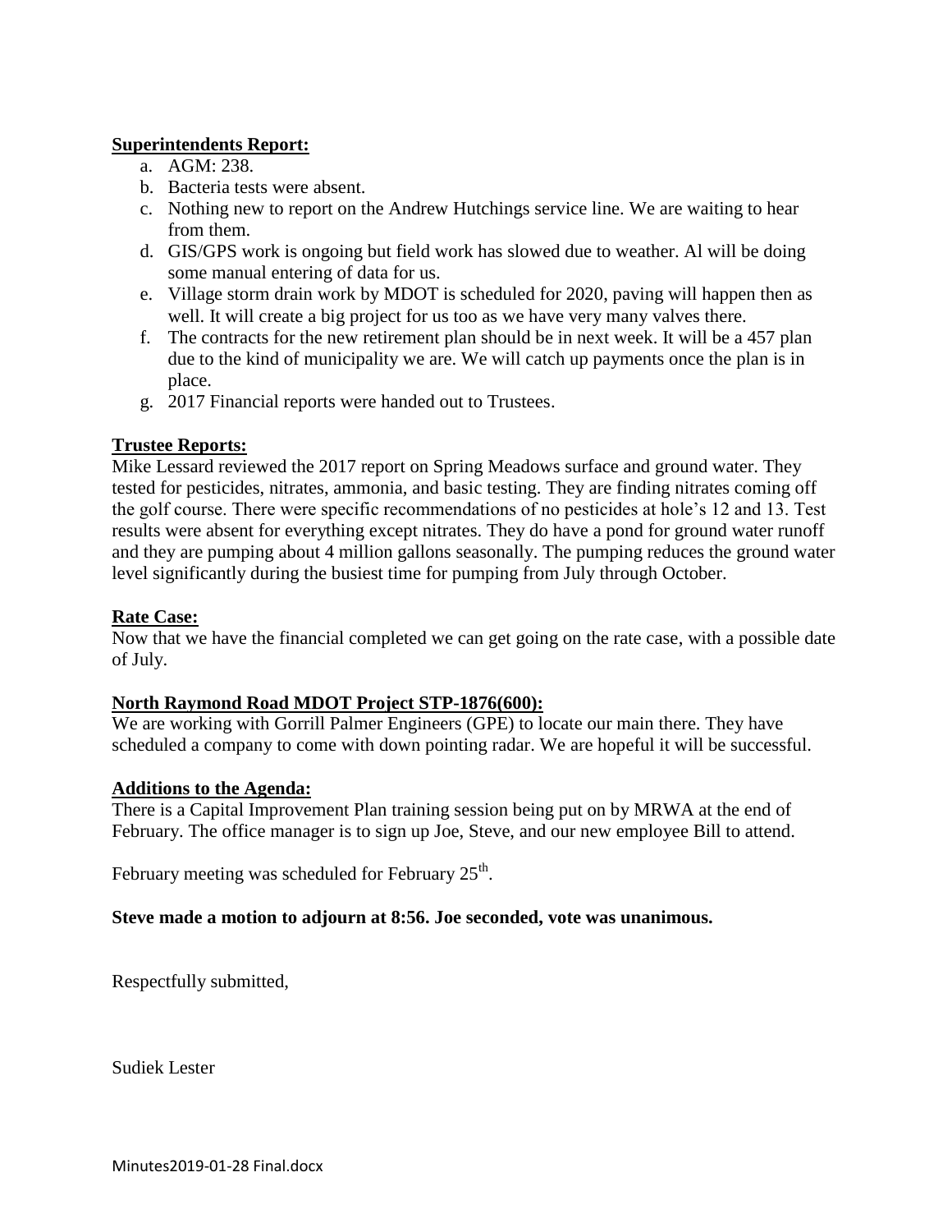**Superintendents Report:**

a. AGM: 238.
b. Bacteria tests were absent.
c. Nothing new to report on the Andrew Hutchings service line. We are waiting to hear from them.
d. GIS/GPS work is ongoing but field work has slowed due to weather. Al will be doing some manual entering of data for us.
e. Village storm drain work by MDOT is scheduled for 2020, paving will happen then as well. It will create a big project for us too as we have very many valves there.
f. The contracts for the new retirement plan should be in next week. It will be a 457 plan due to the kind of municipality we are. We will catch up payments once the plan is in place.
g. 2017 Financial reports were handed out to Trustees.

**Trustee Reports:**

Mike Lessard reviewed the 2017 report on Spring Meadows surface and ground water. They tested for pesticides, nitrates, ammonia, and basic testing. They are finding nitrates coming off the golf course. There were specific recommendations of no pesticides at hole's 12 and 13. Test results were absent for everything except nitrates. They do have a pond for ground water runoff and they are pumping about 4 million gallons seasonally. The pumping reduces the ground water level significantly during the busiest time for pumping from July through October.

**Rate Case:**

Now that we have the financial completed we can get going on the rate case, with a possible date of July.

**North Raymond Road MDOT Project STP-1876(600):**

We are working with Gorrill Palmer Engineers (GPE) to locate our main there. They have scheduled a company to come with down pointing radar. We are hopeful it will be successful.

**Additions to the Agenda:**

There is a Capital Improvement Plan training session being put on by MRWA at the end of February. The office manager is to sign up Joe, Steve, and our new employee Bill to attend.

February meeting was scheduled for February 25th.

**Steve made a motion to adjourn at 8:56. Joe seconded, vote was unanimous.**

Respectfully submitted,

Sudiek Lester

Minutes2019-01-28 Final.docx